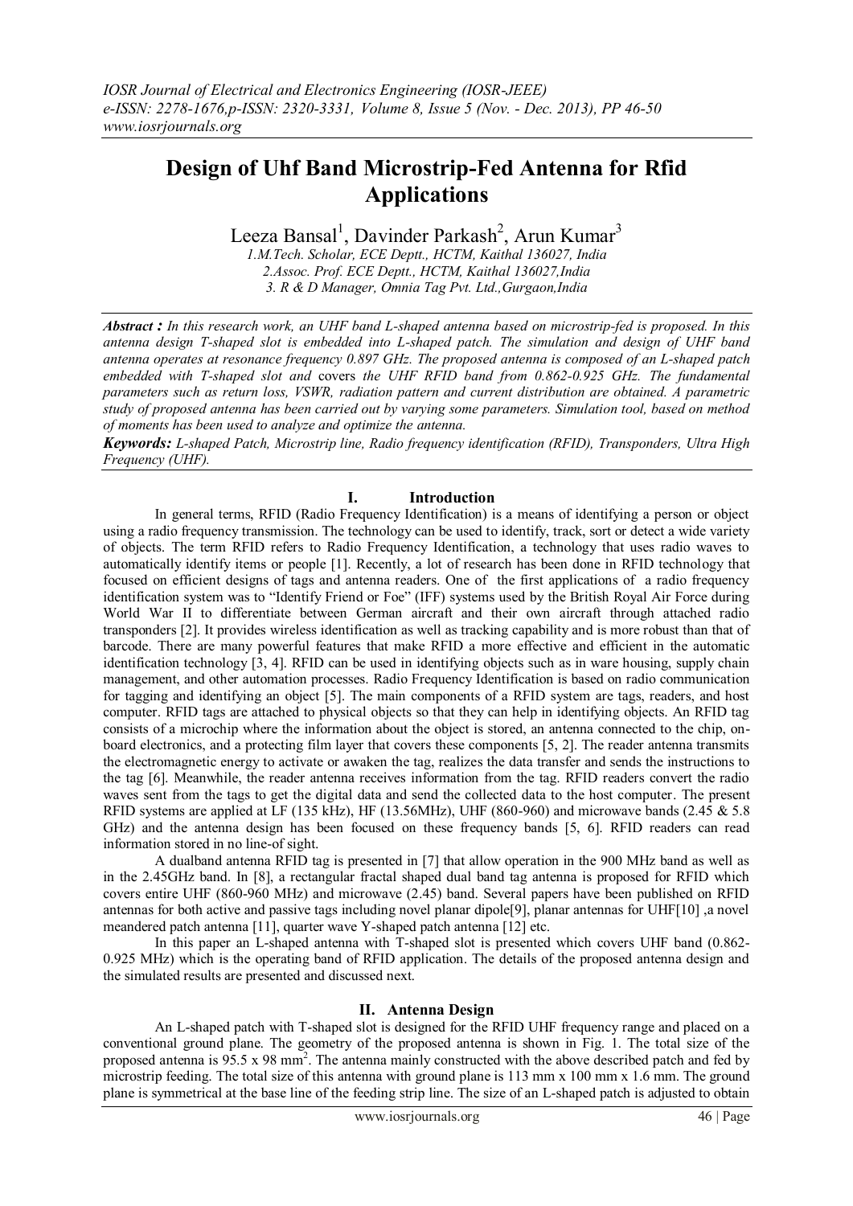# Design of Uhf Band Microstrip-Fed Antenna for Rfid Applications

Leeza Bansal[1], Davinder Parkash[2], Arun Kumar[3]

*1.M.Tech. Scholar, ECE Deptt., HCTM, Kaithal 136027, India*
*2.Assoc. Prof. ECE Deptt., HCTM, Kaithal 136027,India*
*3. R & D Manager, Omnia Tag Pvt. Ltd.,Gurgaon,India*

***Abstract :*** *In this research work, an UHF band L-shaped antenna based on microstrip-fed is proposed. In this antenna design T-shaped slot is embedded into L-shaped patch. The simulation and design of UHF band antenna operates at resonance frequency 0.897 GHz. The proposed antenna is composed of an L-shaped patch embedded with T-shaped slot and* covers *the UHF RFID band from 0.862-0.925 GHz. The fundamental parameters such as return loss, VSWR, radiation pattern and current distribution are obtained. A parametric study of proposed antenna has been carried out by varying some parameters. Simulation tool, based on method of moments has been used to analyze and optimize the antenna.*

***Keywords:*** *L-shaped Patch, Microstrip line, Radio frequency identification (RFID), Transponders, Ultra High Frequency (UHF).*

## I. Introduction

In general terms, RFID (Radio Frequency Identification) is a means of identifying a person or object using a radio frequency transmission. The technology can be used to identify, track, sort or detect a wide variety of objects. The term RFID refers to Radio Frequency Identification, a technology that uses radio waves to automatically identify items or people [1]. Recently, a lot of research has been done in RFID technology that focused on efficient designs of tags and antenna readers. One of the first applications of a radio frequency identification system was to "Identify Friend or Foe" (IFF) systems used by the British Royal Air Force during World War II to differentiate between German aircraft and their own aircraft through attached radio transponders [2]. It provides wireless identification as well as tracking capability and is more robust than that of barcode. There are many powerful features that make RFID a more effective and efficient in the automatic identification technology [3, 4]. RFID can be used in identifying objects such as in ware housing, supply chain management, and other automation processes. Radio Frequency Identification is based on radio communication for tagging and identifying an object [5]. The main components of a RFID system are tags, readers, and host computer. RFID tags are attached to physical objects so that they can help in identifying objects. An RFID tag consists of a microchip where the information about the object is stored, an antenna connected to the chip, on-board electronics, and a protecting film layer that covers these components [5, 2]. The reader antenna transmits the electromagnetic energy to activate or awaken the tag, realizes the data transfer and sends the instructions to the tag [6]. Meanwhile, the reader antenna receives information from the tag. RFID readers convert the radio waves sent from the tags to get the digital data and send the collected data to the host computer. The present RFID systems are applied at LF (135 kHz), HF (13.56MHz), UHF (860-960) and microwave bands (2.45 & 5.8 GHz) and the antenna design has been focused on these frequency bands [5, 6]. RFID readers can read information stored in no line-of sight.

A dualband antenna RFID tag is presented in [7] that allow operation in the 900 MHz band as well as in the 2.45GHz band. In [8], a rectangular fractal shaped dual band tag antenna is proposed for RFID which covers entire UHF (860-960 MHz) and microwave (2.45) band. Several papers have been published on RFID antennas for both active and passive tags including novel planar dipole[9], planar antennas for UHF[10] ,a novel meandered patch antenna [11], quarter wave Y-shaped patch antenna [12] etc.

In this paper an L-shaped antenna with T-shaped slot is presented which covers UHF band (0.862-0.925 MHz) which is the operating band of RFID application. The details of the proposed antenna design and the simulated results are presented and discussed next.

## II. Antenna Design

An L-shaped patch with T-shaped slot is designed for the RFID UHF frequency range and placed on a conventional ground plane. The geometry of the proposed antenna is shown in Fig. 1. The total size of the proposed antenna is 95.5 x 98 $mm^2$. The antenna mainly constructed with the above described patch and fed by microstrip feeding. The total size of this antenna with ground plane is 113 mm x 100 mm x 1.6 mm. The ground plane is symmetrical at the base line of the feeding strip line. The size of an L-shaped patch is adjusted to obtain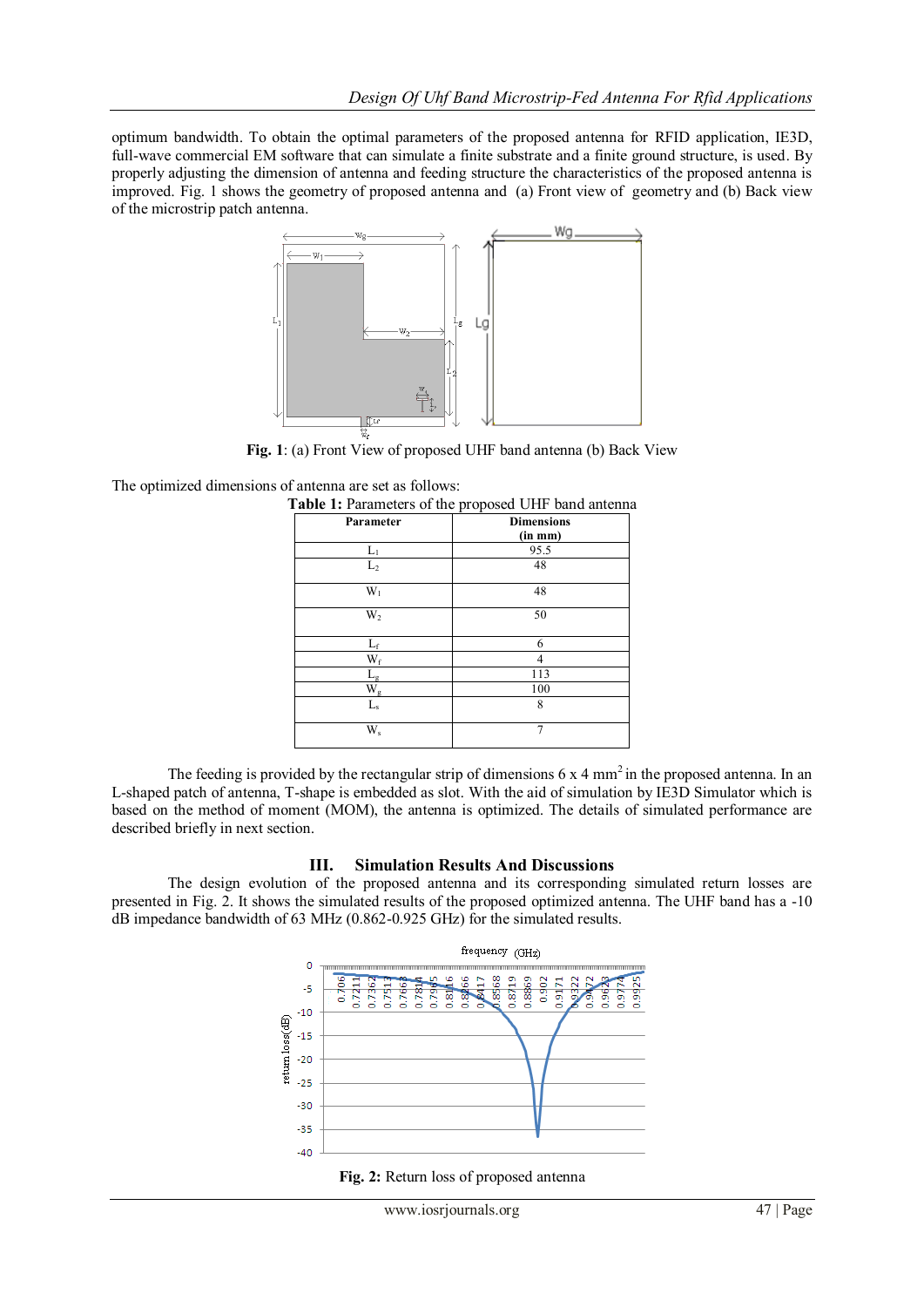optimum bandwidth. To obtain the optimal parameters of the proposed antenna for RFID application, IE3D, full-wave commercial EM software that can simulate a finite substrate and a finite ground structure, is used. By properly adjusting the dimension of antenna and feeding structure the characteristics of the proposed antenna is improved. Fig. 1 shows the geometry of proposed antenna and (a) Front view of geometry and (b) Back view of the microstrip patch antenna.

**Fig. 1**: (a) Front View of proposed UHF band antenna (b) Back View

The optimized dimensions of antenna are set as follows:

**Table 1:** Parameters of the proposed UHF band antenna

| Parameter | Dimensions (in mm) |
|---|---|
| $L_1$ | 95.5 |
| $L_2$ | 48 |
| $W_1$ | 48 |
| $W_2$ | 50 |
| $L_f$ | 6 |
| $W_f$ | 4 |
| $L_g$ | 113 |
| $W_g$ | 100 |
| $L_s$ | 8 |
| $W_s$ | 7 |

The feeding is provided by the rectangular strip of dimensions 6 x 4 $mm^2$ in the proposed antenna. In an L-shaped patch of antenna, T-shape is embedded as slot. With the aid of simulation by IE3D Simulator which is based on the method of moment (MOM), the antenna is optimized. The details of simulated performance are described briefly in next section.

## III. Simulation Results And Discussions

The design evolution of the proposed antenna and its corresponding simulated return losses are presented in Fig. 2. It shows the simulated results of the proposed optimized antenna. The UHF band has a -10 dB impedance bandwidth of 63 MHz (0.862-0.925 GHz) for the simulated results.

**Fig. 2:** Return loss of proposed antenna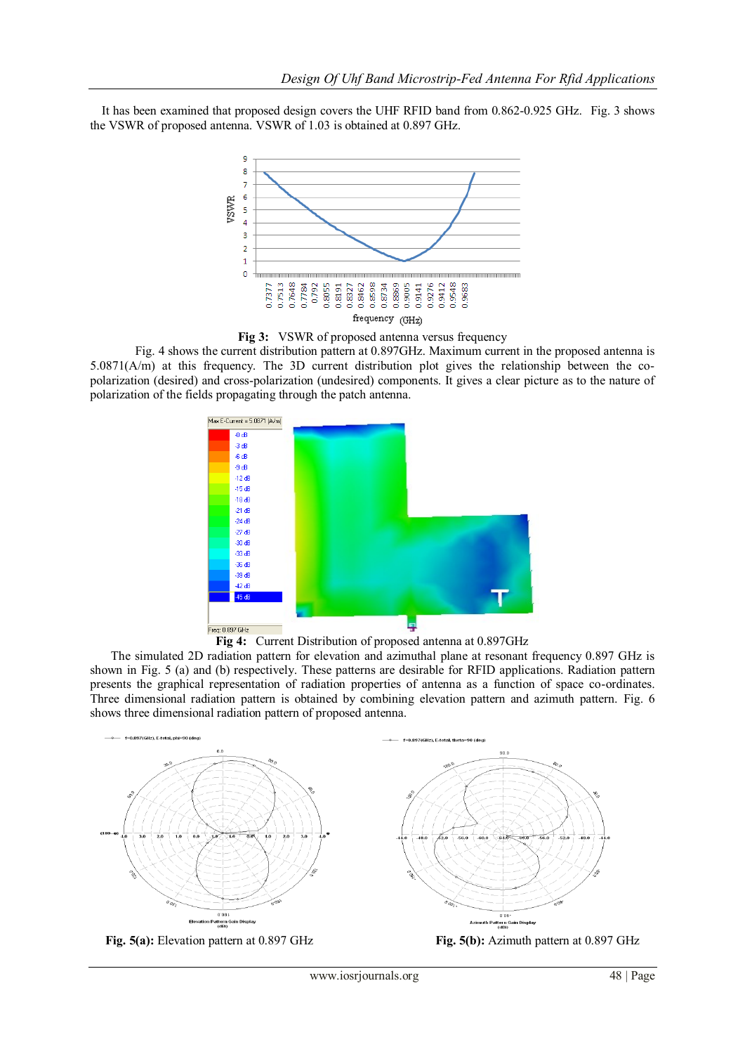It has been examined that proposed design covers the UHF RFID band from 0.862-0.925 GHz. Fig. 3 shows the VSWR of proposed antenna. VSWR of 1.03 is obtained at 0.897 GHz.

**Fig 3:** VSWR of proposed antenna versus frequency

Fig. 4 shows the current distribution pattern at 0.897GHz. Maximum current in the proposed antenna is 5.0871(A/m) at this frequency. The 3D current distribution plot gives the relationship between the co-polarization (desired) and cross-polarization (undesired) components. It gives a clear picture as to the nature of polarization of the fields propagating through the patch antenna.

**Fig 4:** Current Distribution of proposed antenna at 0.897GHz

The simulated 2D radiation pattern for elevation and azimuthal plane at resonant frequency 0.897 GHz is shown in Fig. 5 (a) and (b) respectively. These patterns are desirable for RFID applications. Radiation pattern presents the graphical representation of radiation properties of antenna as a function of space co-ordinates. Three dimensional radiation pattern is obtained by combining elevation pattern and azimuth pattern. Fig. 6 shows three dimensional radiation pattern of proposed antenna.

**Fig. 5(a):** Elevation pattern at 0.897 GHz

**Fig. 5(b):** Azimuth pattern at 0.897 GHz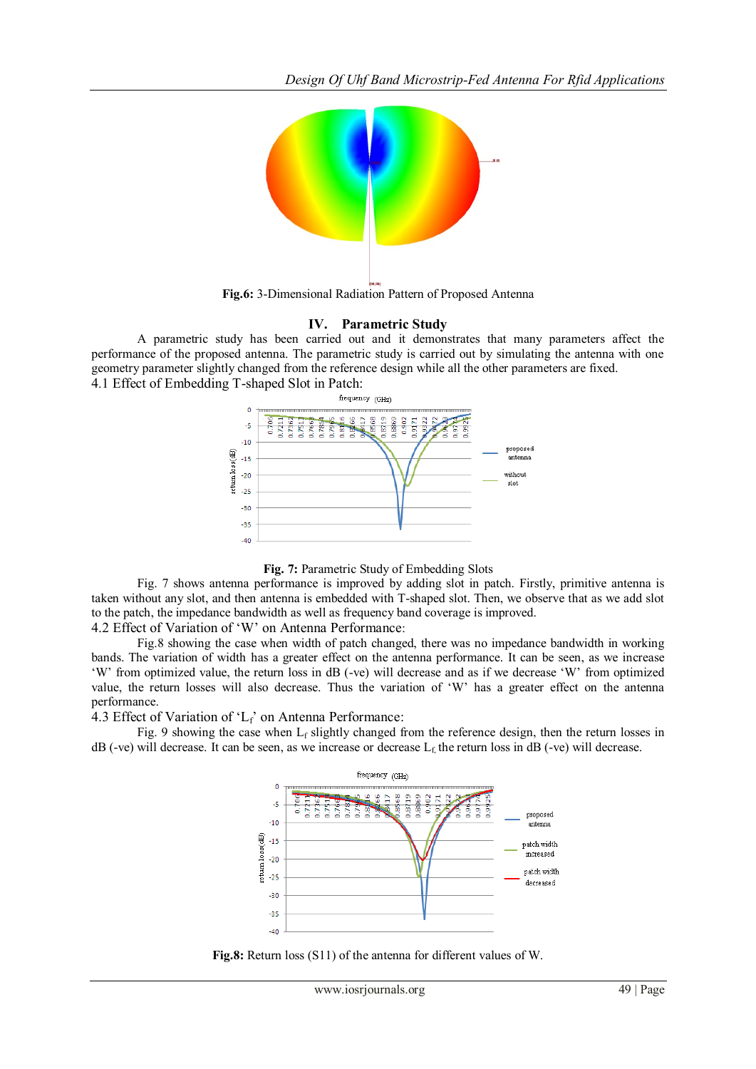Fig.6: 3-Dimensional Radiation Pattern of Proposed Antenna

## IV. Parametric Study

A parametric study has been carried out and it demonstrates that many parameters affect the performance of the proposed antenna. The parametric study is carried out by simulating the antenna with one geometry parameter slightly changed from the reference design while all the other parameters are fixed.

### 4.1 Effect of Embedding T-shaped Slot in Patch:

**Fig. 7:** Parametric Study of Embedding Slots

Fig. 7 shows antenna performance is improved by adding slot in patch. Firstly, primitive antenna is taken without any slot, and then antenna is embedded with T-shaped slot. Then, we observe that as we add slot to the patch, the impedance bandwidth as well as frequency band coverage is improved.

### 4.2 Effect of Variation of 'W' on Antenna Performance:

Fig.8 showing the case when width of patch changed, there was no impedance bandwidth in working bands. The variation of width has a greater effect on the antenna performance. It can be seen, as we increase 'W' from optimized value, the return loss in dB (-ve) will decrease and as if we decrease 'W' from optimized value, the return losses will also decrease. Thus the variation of 'W' has a greater effect on the antenna performance.

### 4.3 Effect of Variation of '$L_f$' on Antenna Performance:

Fig. 9 showing the case when $L_f$ slightly changed from the reference design, then the return losses in dB (-ve) will decrease. It can be seen, as we increase or decrease $L_f$, the return loss in dB (-ve) will decrease.

**Fig.8:** Return loss (S11) of the antenna for different values of W.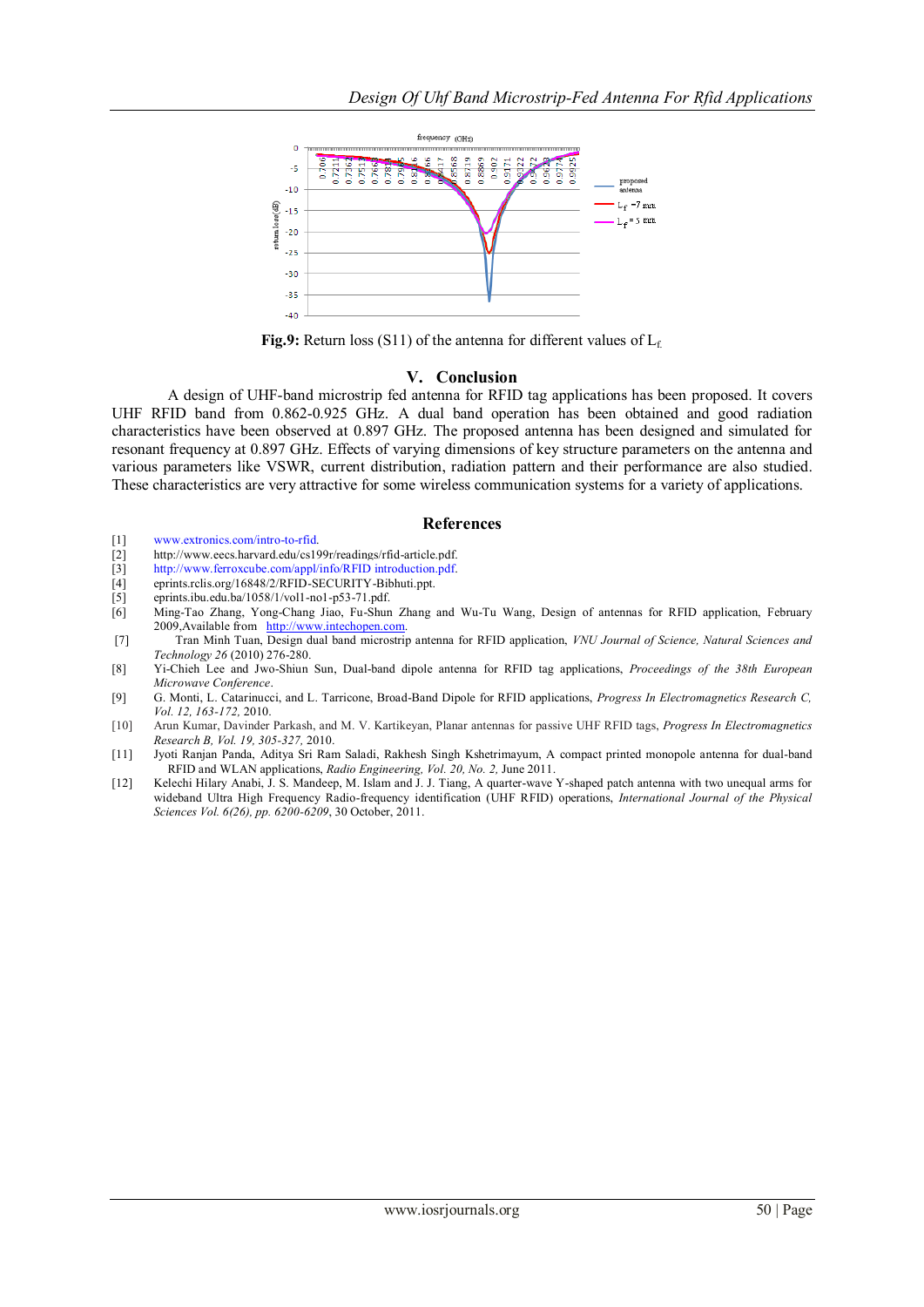frequency (GHz)

0
-5
-10
-15
-20
-25
-30
-35
-40

return loss(dB)

0.706
0.7211
0.7362
0.7513
0.7663
0.7815
0.7965
0.8116
0.8266
0.8417
0.8568
0.8719
0.8869
0.902
0.9171
0.9322
0.9472
0.963
0.9774
0.9925

proposed antenna
$L_f$ =7 mm
$L_f$ = 5 mm

**Fig.9:** Return loss (S11) of the antenna for different values of $L_f$

## V. Conclusion

A design of UHF-band microstrip fed antenna for RFID tag applications has been proposed. It covers UHF RFID band from 0.862-0.925 GHz. A dual band operation has been obtained and good radiation characteristics have been observed at 0.897 GHz. The proposed antenna has been designed and simulated for resonant frequency at 0.897 GHz. Effects of varying dimensions of key structure parameters on the antenna and various parameters like VSWR, current distribution, radiation pattern and their performance are also studied. These characteristics are very attractive for some wireless communication systems for a variety of applications.

## References

[1] www.extronics.com/intro-to-rfid.

[2] http://www.eecs.harvard.edu/cs199r/readings/rfid-article.pdf.

[3] http://www.ferroxcube.com/appl/info/RFID introduction.pdf.

[4] eprints.rclis.org/16848/2/RFID-SECURITY-Bibhuti.ppt.

[5] eprints.ibu.edu.ba/1058/1/vol1-no1-p53-71.pdf.

[6] Ming-Tao Zhang, Yong-Chang Jiao, Fu-Shun Zhang and Wu-Tu Wang, Design of antennas for RFID application, February 2009,Available from http://www.intechopen.com.

[7] Tran Minh Tuan, Design dual band microstrip antenna for RFID application, *VNU Journal of Science, Natural Sciences and Technology 26* (2010) 276-280.

[8] Yi-Chieh Lee and Jwo-Shiun Sun, Dual-band dipole antenna for RFID tag applications, *Proceedings of the 38th European Microwave Conference*.

[9] G. Monti, L. Catarinucci, and L. Tarricone, Broad-Band Dipole for RFID applications, *Progress In Electromagnetics Research C, Vol. 12, 163-172,* 2010.

[10] Arun Kumar, Davinder Parkash, and M. V. Kartikeyan, Planar antennas for passive UHF RFID tags, *Progress In Electromagnetics Research B, Vol. 19, 305-327,* 2010.

[11] Jyoti Ranjan Panda, Aditya Sri Ram Saladi, Rakhesh Singh Kshetrimayum, A compact printed monopole antenna for dual-band RFID and WLAN applications, *Radio Engineering, Vol. 20, No. 2,* June 2011.

[12] Kelechi Hilary Anabi, J. S. Mandeep, M. Islam and J. J. Tiang, A quarter-wave Y-shaped patch antenna with two unequal arms for wideband Ultra High Frequency Radio-frequency identification (UHF RFID) operations, *International Journal of the Physical Sciences Vol. 6(26), pp. 6200-6209*, 30 October, 2011.